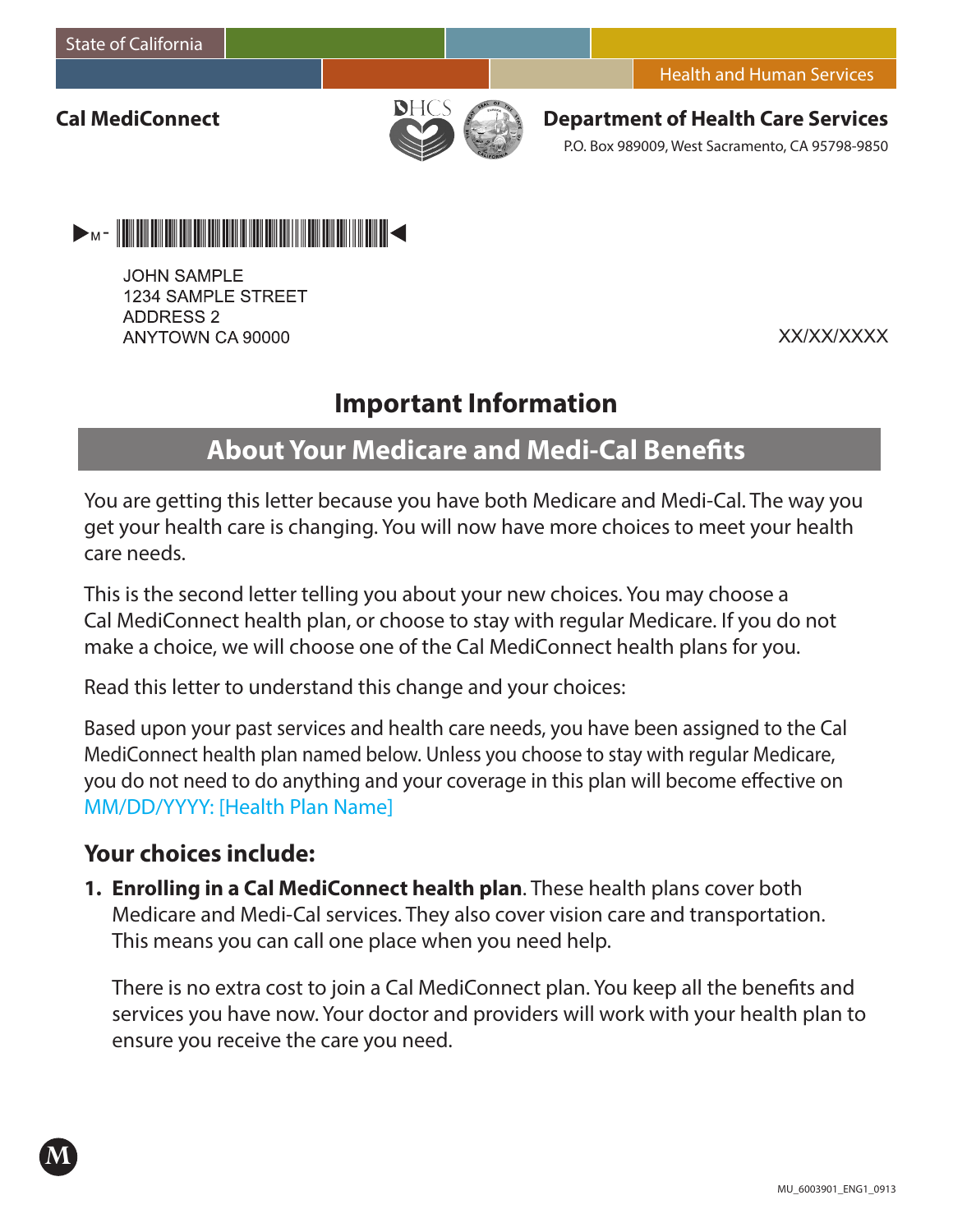State of California

Health and Human Services

**Cal MediConnect**

**Department of Health Care Services**

P.O. Box 989009, West Sacramento, CA 95798-9850

JOHN SAMPLE
1234 SAMPLE STREET
ADDRESS 2
ANYTOWN CA 90000

XX/XX/XXXX

# Important Information

## About Your Medicare and Medi-Cal Benefits

You are getting this letter because you have both Medicare and Medi-Cal. The way you get your health care is changing. You will now have more choices to meet your health care needs.

This is the second letter telling you about your new choices. You may choose a Cal MediConnect health plan, or choose to stay with regular Medicare. If you do not make a choice, we will choose one of the Cal MediConnect health plans for you.

Read this letter to understand this change and your choices:

Based upon your past services and health care needs, you have been assigned to the Cal MediConnect health plan named below. Unless you choose to stay with regular Medicare, you do not need to do anything and your coverage in this plan will become effective on MM/DD/YYYY: [Health Plan Name]

### Your choices include:

1. **Enrolling in a Cal MediConnect health plan**. These health plans cover both Medicare and Medi-Cal services. They also cover vision care and transportation. This means you can call one place when you need help.

   There is no extra cost to join a Cal MediConnect plan. You keep all the benefits and services you have now. Your doctor and providers will work with your health plan to ensure you receive the care you need.

MU_6003901_ENG1_0913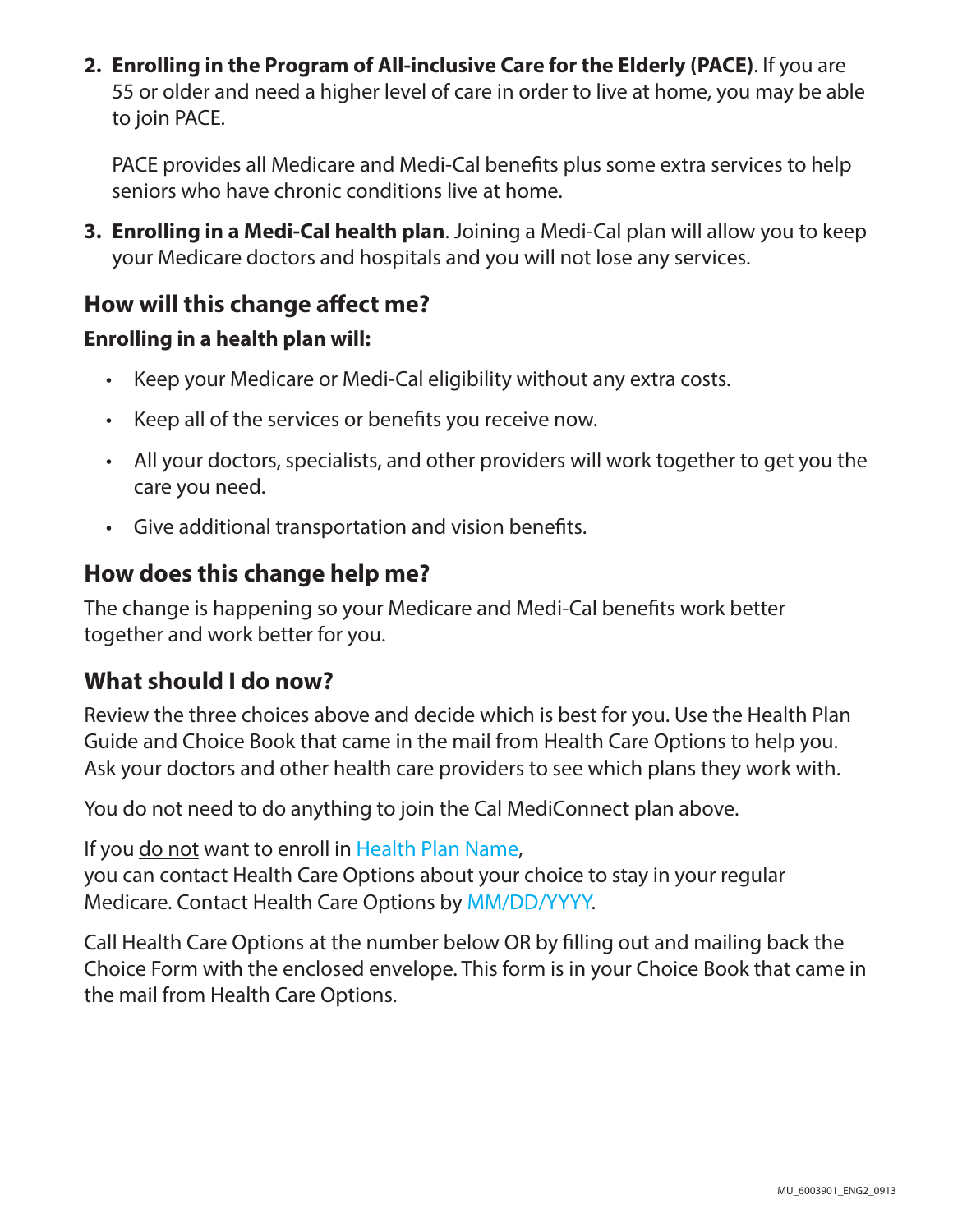2. **Enrolling in the Program of All-inclusive Care for the Elderly (PACE)**. If you are 55 or older and need a higher level of care in order to live at home, you may be able to join PACE.

   PACE provides all Medicare and Medi-Cal benefits plus some extra services to help seniors who have chronic conditions live at home.

3. **Enrolling in a Medi-Cal health plan**. Joining a Medi-Cal plan will allow you to keep your Medicare doctors and hospitals and you will not lose any services.

## How will this change affect me?

**Enrolling in a health plan will:**

- Keep your Medicare or Medi-Cal eligibility without any extra costs.
- Keep all of the services or benefits you receive now.
- All your doctors, specialists, and other providers will work together to get you the care you need.
- Give additional transportation and vision benefits.

## How does this change help me?

The change is happening so your Medicare and Medi-Cal benefits work better together and work better for you.

## What should I do now?

Review the three choices above and decide which is best for you. Use the Health Plan Guide and Choice Book that came in the mail from Health Care Options to help you. Ask your doctors and other health care providers to see which plans they work with.

You do not need to do anything to join the Cal MediConnect plan above.

If you do not want to enroll in Health Plan Name,
you can contact Health Care Options about your choice to stay in your regular Medicare. Contact Health Care Options by MM/DD/YYYY.

Call Health Care Options at the number below OR by filling out and mailing back the Choice Form with the enclosed envelope. This form is in your Choice Book that came in the mail from Health Care Options.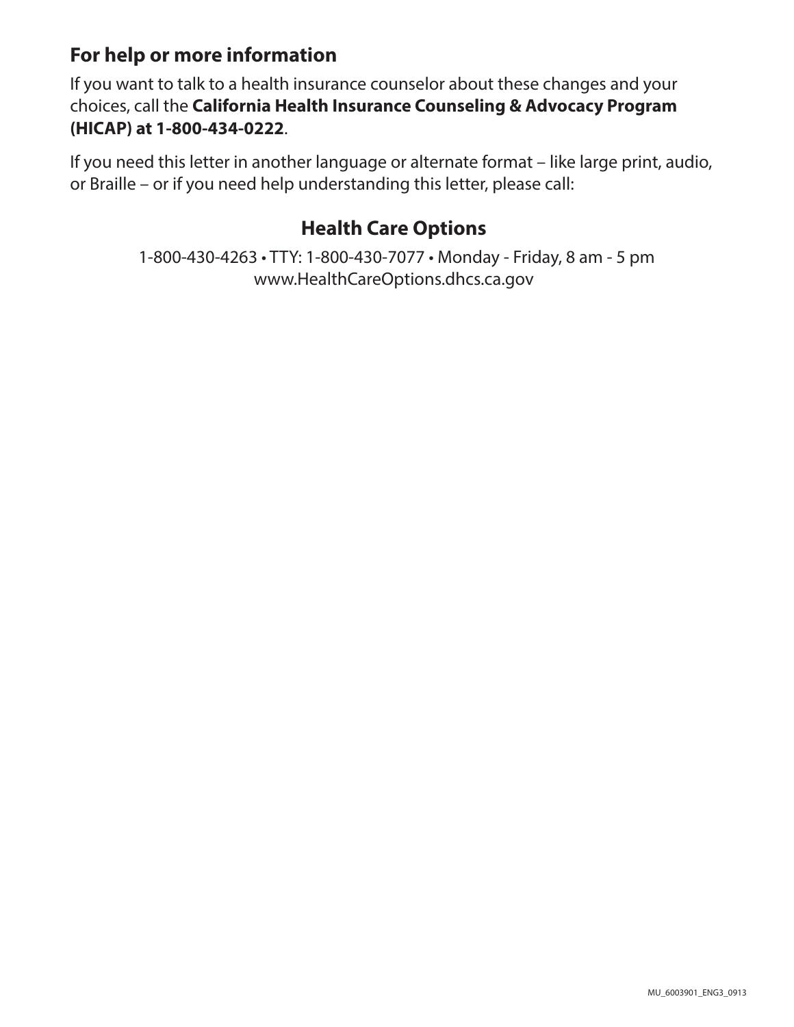## For help or more information

If you want to talk to a health insurance counselor about these changes and your choices, call the **California Health Insurance Counseling & Advocacy Program (HICAP) at 1-800-434-0222**.

If you need this letter in another language or alternate format – like large print, audio, or Braille – or if you need help understanding this letter, please call:

### Health Care Options

1-800-430-4263 • TTY: 1-800-430-7077 • Monday - Friday, 8 am - 5 pm
www.HealthCareOptions.dhcs.ca.gov

MU_6003901_ENG3_0913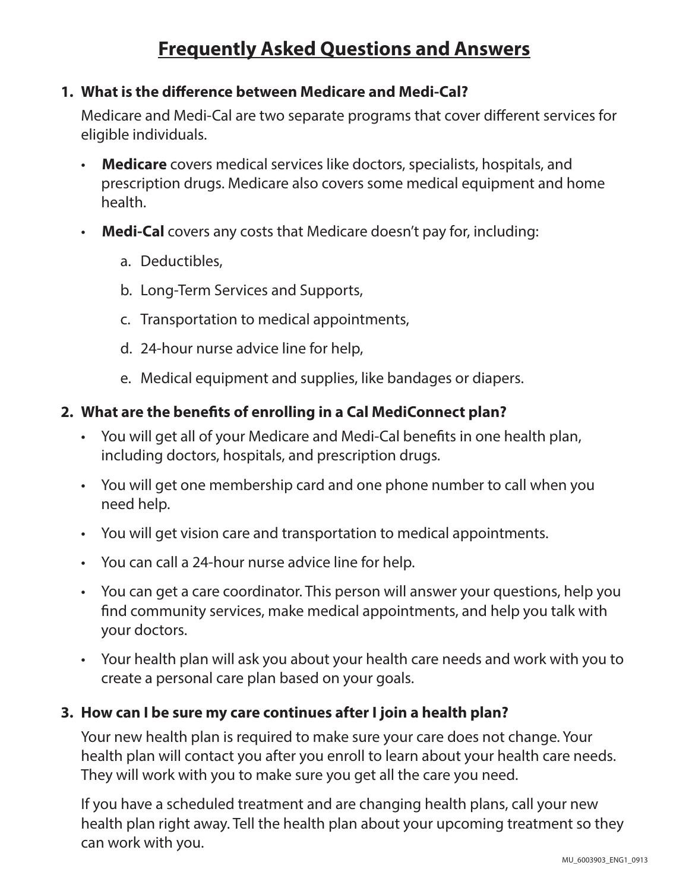# Frequently Asked Questions and Answers

## 1. What is the difference between Medicare and Medi-Cal?

Medicare and Medi-Cal are two separate programs that cover different services for eligible individuals.

- **Medicare** covers medical services like doctors, specialists, hospitals, and prescription drugs. Medicare also covers some medical equipment and home health.
- **Medi-Cal** covers any costs that Medicare doesn't pay for, including:
  a. Deductibles,
  b. Long-Term Services and Supports,
  c. Transportation to medical appointments,
  d. 24-hour nurse advice line for help,
  e. Medical equipment and supplies, like bandages or diapers.

## 2. What are the benefits of enrolling in a Cal MediConnect plan?

- You will get all of your Medicare and Medi-Cal benefits in one health plan, including doctors, hospitals, and prescription drugs.
- You will get one membership card and one phone number to call when you need help.
- You will get vision care and transportation to medical appointments.
- You can call a 24-hour nurse advice line for help.
- You can get a care coordinator. This person will answer your questions, help you find community services, make medical appointments, and help you talk with your doctors.
- Your health plan will ask you about your health care needs and work with you to create a personal care plan based on your goals.

## 3. How can I be sure my care continues after I join a health plan?

Your new health plan is required to make sure your care does not change. Your health plan will contact you after you enroll to learn about your health care needs. They will work with you to make sure you get all the care you need.

If you have a scheduled treatment and are changing health plans, call your new health plan right away. Tell the health plan about your upcoming treatment so they can work with you.

MU_6003903_ENG1_0913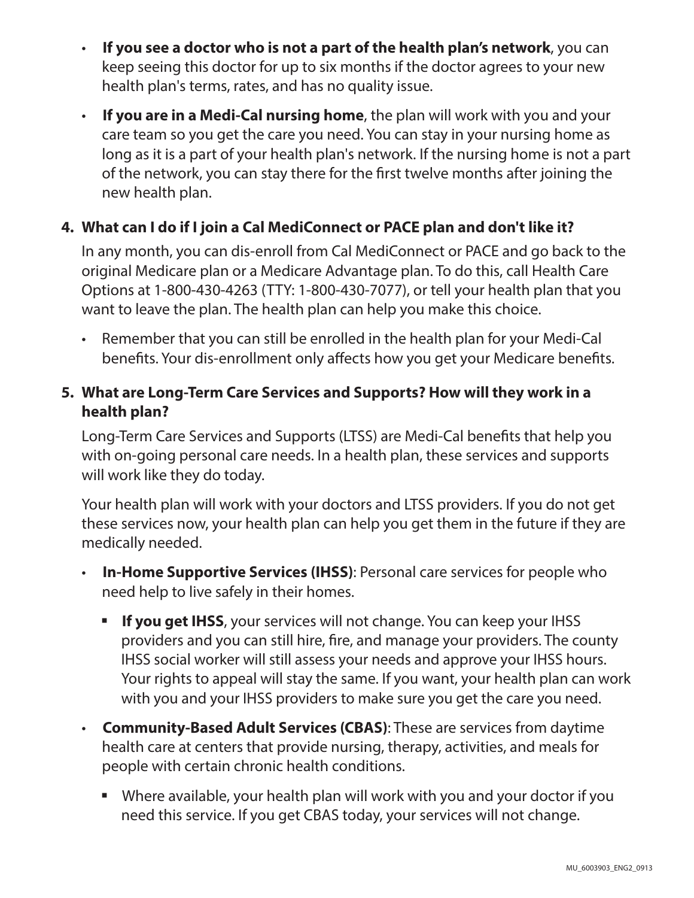- **If you see a doctor who is not a part of the health plan's network**, you can keep seeing this doctor for up to six months if the doctor agrees to your new health plan's terms, rates, and has no quality issue.
- **If you are in a Medi-Cal nursing home**, the plan will work with you and your care team so you get the care you need. You can stay in your nursing home as long as it is a part of your health plan's network. If the nursing home is not a part of the network, you can stay there for the first twelve months after joining the new health plan.

**4. What can I do if I join a Cal MediConnect or PACE plan and don't like it?**

In any month, you can dis-enroll from Cal MediConnect or PACE and go back to the original Medicare plan or a Medicare Advantage plan. To do this, call Health Care Options at 1-800-430-4263 (TTY: 1-800-430-7077), or tell your health plan that you want to leave the plan. The health plan can help you make this choice.

- Remember that you can still be enrolled in the health plan for your Medi-Cal benefits. Your dis-enrollment only affects how you get your Medicare benefits.

**5. What are Long-Term Care Services and Supports? How will they work in a health plan?**

Long-Term Care Services and Supports (LTSS) are Medi-Cal benefits that help you with on-going personal care needs. In a health plan, these services and supports will work like they do today.

Your health plan will work with your doctors and LTSS providers. If you do not get these services now, your health plan can help you get them in the future if they are medically needed.

- **In-Home Supportive Services (IHSS)**: Personal care services for people who need help to live safely in their homes.
  - **If you get IHSS**, your services will not change. You can keep your IHSS providers and you can still hire, fire, and manage your providers. The county IHSS social worker will still assess your needs and approve your IHSS hours. Your rights to appeal will stay the same. If you want, your health plan can work with you and your IHSS providers to make sure you get the care you need.
- **Community-Based Adult Services (CBAS)**: These are services from daytime health care at centers that provide nursing, therapy, activities, and meals for people with certain chronic health conditions.
  - Where available, your health plan will work with you and your doctor if you need this service. If you get CBAS today, your services will not change.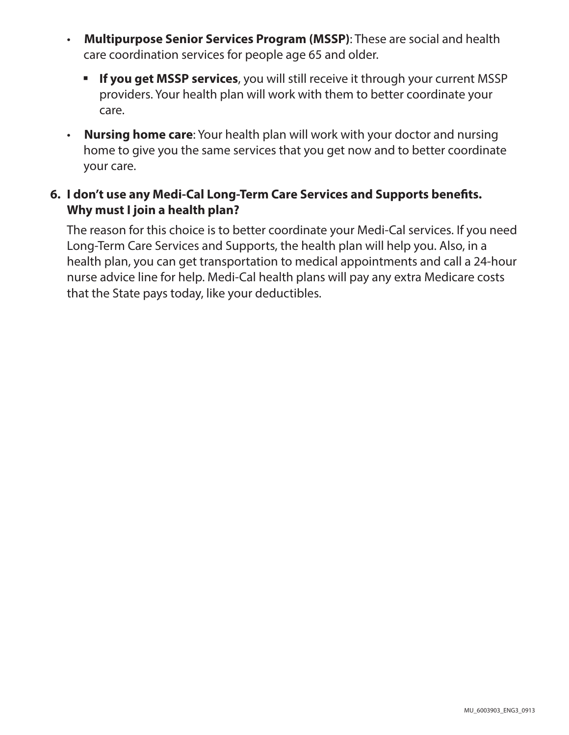- **Multipurpose Senior Services Program (MSSP)**: These are social and health care coordination services for people age 65 and older.
  - **If you get MSSP services**, you will still receive it through your current MSSP providers. Your health plan will work with them to better coordinate your care.
- **Nursing home care**: Your health plan will work with your doctor and nursing home to give you the same services that you get now and to better coordinate your care.

**6. I don't use any Medi-Cal Long-Term Care Services and Supports benefits. Why must I join a health plan?**

The reason for this choice is to better coordinate your Medi-Cal services. If you need Long-Term Care Services and Supports, the health plan will help you. Also, in a health plan, you can get transportation to medical appointments and call a 24-hour nurse advice line for help. Medi-Cal health plans will pay any extra Medicare costs that the State pays today, like your deductibles.

MU_6003903_ENG3_0913